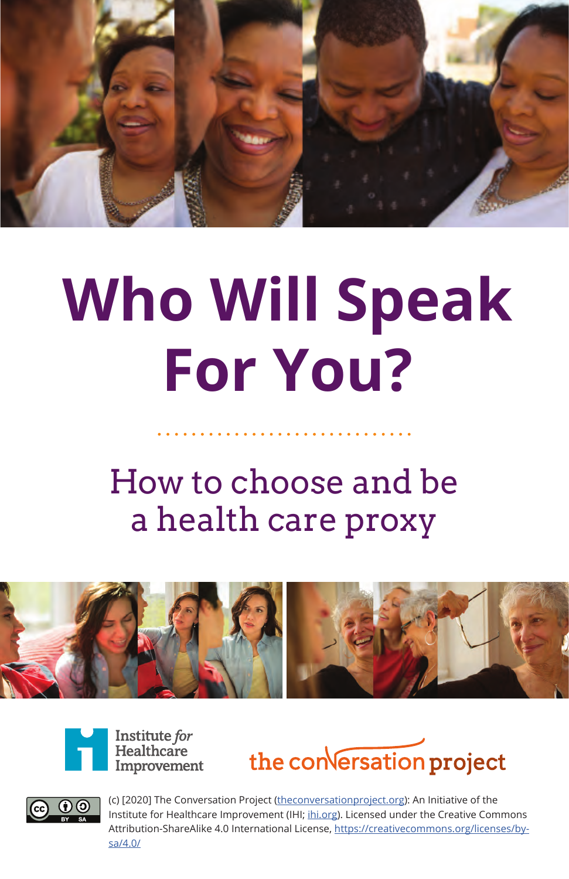# Who Will Speak For You?

## How to choose and be a health care proxy

Institute *for* Healthcare Improvement

the conversation project

(c) [2020] The Conversation Project (theconversationproject.org): An Initiative of the Institute for Healthcare Improvement (IHI; ihi.org). Licensed under the Creative Commons Attribution-ShareAlike 4.0 International License, https://creativecommons.org/licenses/by-sa/4.0/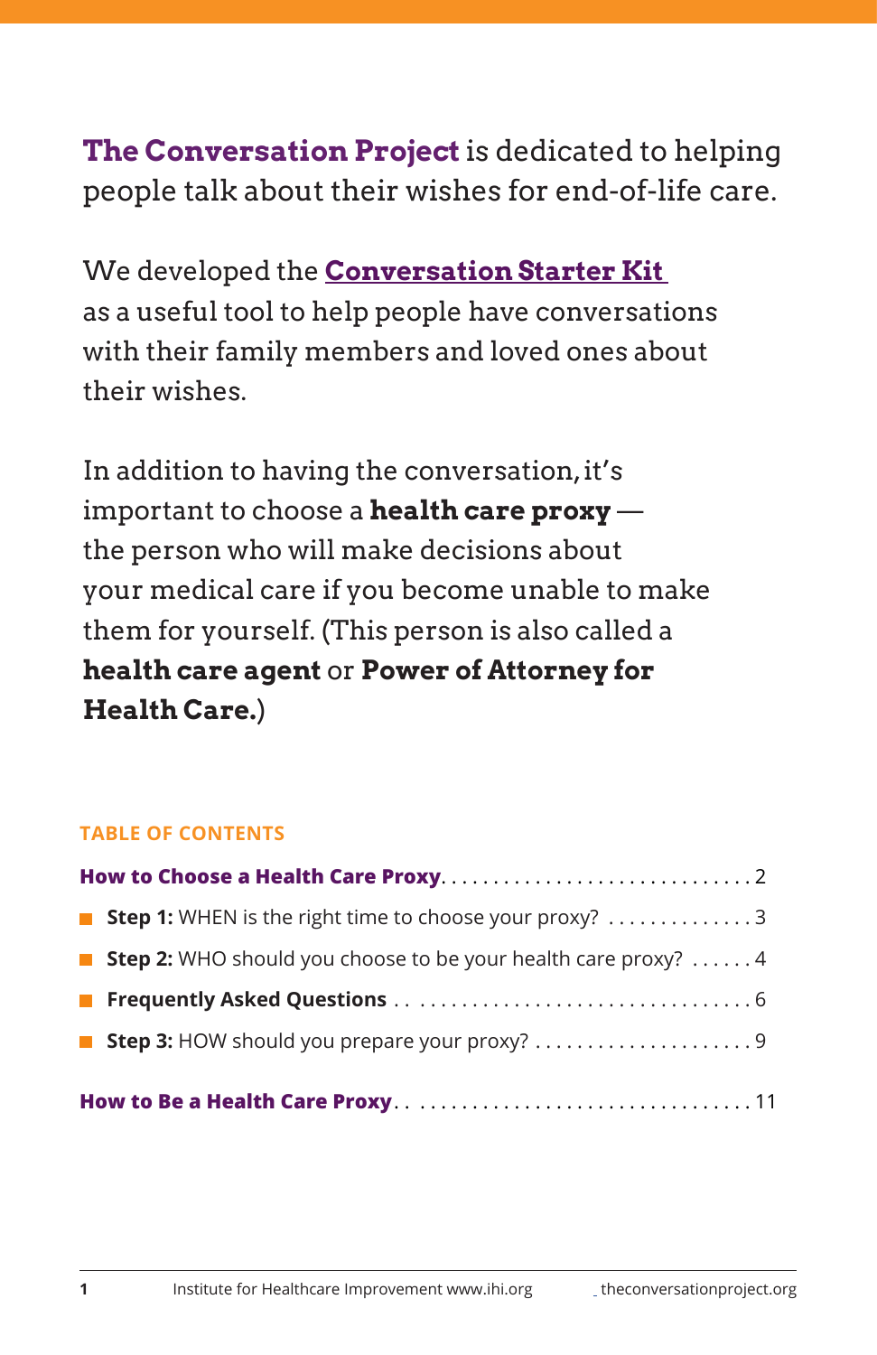**The Conversation Project** is dedicated to helping people talk about their wishes for end-of-life care.

We developed the **Conversation Starter Kit** as a useful tool to help people have conversations with their family members and loved ones about their wishes.

In addition to having the conversation, it's important to choose a **health care proxy** — the person who will make decisions about your medical care if you become unable to make them for yourself. (This person is also called a **health care agent** or **Power of Attorney for Health Care.**)

## TABLE OF CONTENTS

**How to Choose a Health Care Proxy** . . . . . . . . . . . . . . . . . . . . . . . . . . . . . 2

- **Step 1:** WHEN is the right time to choose your proxy? . . . . . . . . . . . . . . 3
- **Step 2:** WHO should you choose to be your health care proxy? . . . . . . 4
- **Frequently Asked Questions** . . . . . . . . . . . . . . . . . . . . . . . . . . . . . . . . . 6
- **Step 3:** HOW should you prepare your proxy? . . . . . . . . . . . . . . . . . . . . . 9

**How to Be a Health Care Proxy** . . . . . . . . . . . . . . . . . . . . . . . . . . . . . . . . . 11

Institute for Healthcare Improvement www.ihi.org theconversationproject.org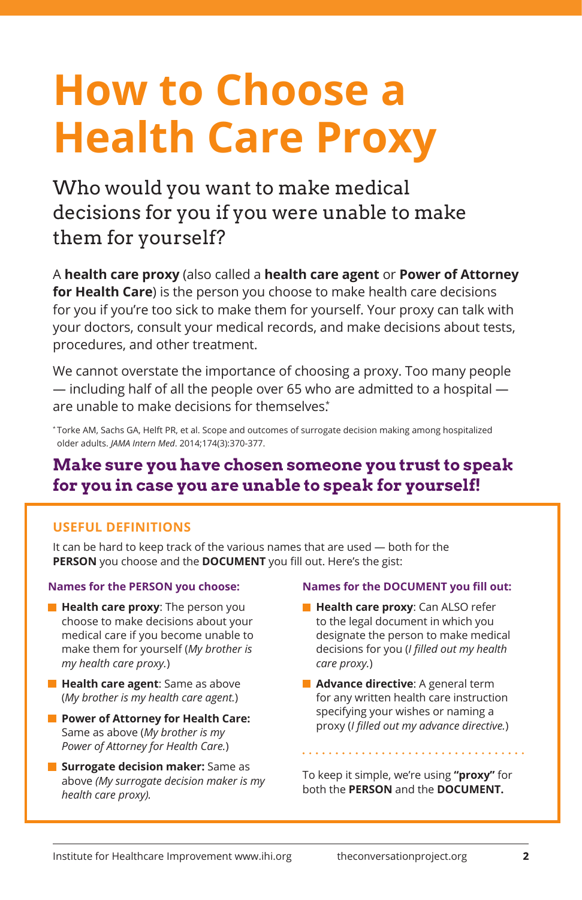# How to Choose a Health Care Proxy

## Who would you want to make medical decisions for you if you were unable to make them for yourself?

A **health care proxy** (also called a **health care agent** or **Power of Attorney for Health Care**) is the person you choose to make health care decisions for you if you're too sick to make them for yourself. Your proxy can talk with your doctors, consult your medical records, and make decisions about tests, procedures, and other treatment.

We cannot overstate the importance of choosing a proxy. Too many people — including half of all the people over 65 who are admitted to a hospital — are unable to make decisions for themselves.*

* Torke AM, Sachs GA, Helft PR, et al. Scope and outcomes of surrogate decision making among hospitalized older adults. *JAMA Intern Med*. 2014;174(3):370-377.

### Make sure you have chosen someone you trust to speak for you in case you are unable to speak for yourself!

#### USEFUL DEFINITIONS

It can be hard to keep track of the various names that are used — both for the **PERSON** you choose and the **DOCUMENT** you fill out. Here's the gist:

**Names for the PERSON you choose:**

- **Health care proxy**: The person you choose to make decisions about your medical care if you become unable to make them for yourself (*My brother is my health care proxy.*)
- **Health care agent**: Same as above (*My brother is my health care agent.*)
- **Power of Attorney for Health Care:** Same as above (*My brother is my Power of Attorney for Health Care.*)
- **Surrogate decision maker:** Same as above *(My surrogate decision maker is my health care proxy).*

**Names for the DOCUMENT you fill out:**

- **Health care proxy**: Can ALSO refer to the legal document in which you designate the person to make medical decisions for you (*I filled out my health care proxy.*)
- **Advance directive**: A general term for any written health care instruction specifying your wishes or naming a proxy (*I filled out my advance directive.*)

To keep it simple, we're using **"proxy"** for both the **PERSON** and the **DOCUMENT.**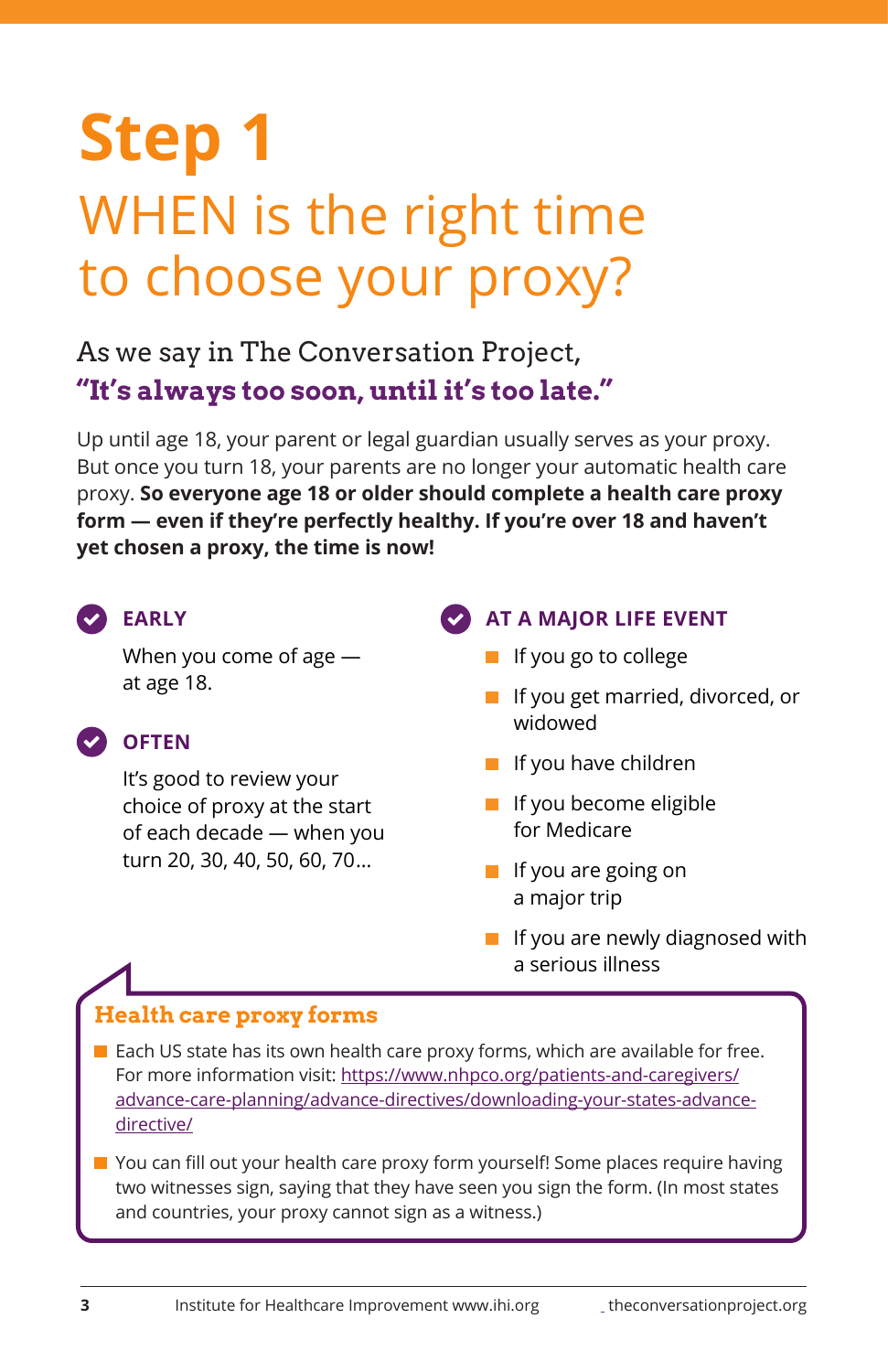# Step 1

## WHEN is the right time to choose your proxy?

As we say in The Conversation Project,
**"It's always too soon, until it's too late."**

Up until age 18, your parent or legal guardian usually serves as your proxy. But once you turn 18, your parents are no longer your automatic health care proxy. **So everyone age 18 or older should complete a health care proxy form — even if they're perfectly healthy. If you're over 18 and haven't yet chosen a proxy, the time is now!**

### EARLY

When you come of age — at age 18.

### OFTEN

It's good to review your choice of proxy at the start of each decade — when you turn 20, 30, 40, 50, 60, 70...

### AT A MAJOR LIFE EVENT

- If you go to college
- If you get married, divorced, or widowed
- If you have children
- If you become eligible for Medicare
- If you are going on a major trip
- If you are newly diagnosed with a serious illness

### Health care proxy forms

- Each US state has its own health care proxy forms, which are available for free. For more information visit: https://www.nhpco.org/patients-and-caregivers/advance-care-planning/advance-directives/downloading-your-states-advance-directive/
- You can fill out your health care proxy form yourself! Some places require having two witnesses sign, saying that they have seen you sign the form. (In most states and countries, your proxy cannot sign as a witness.)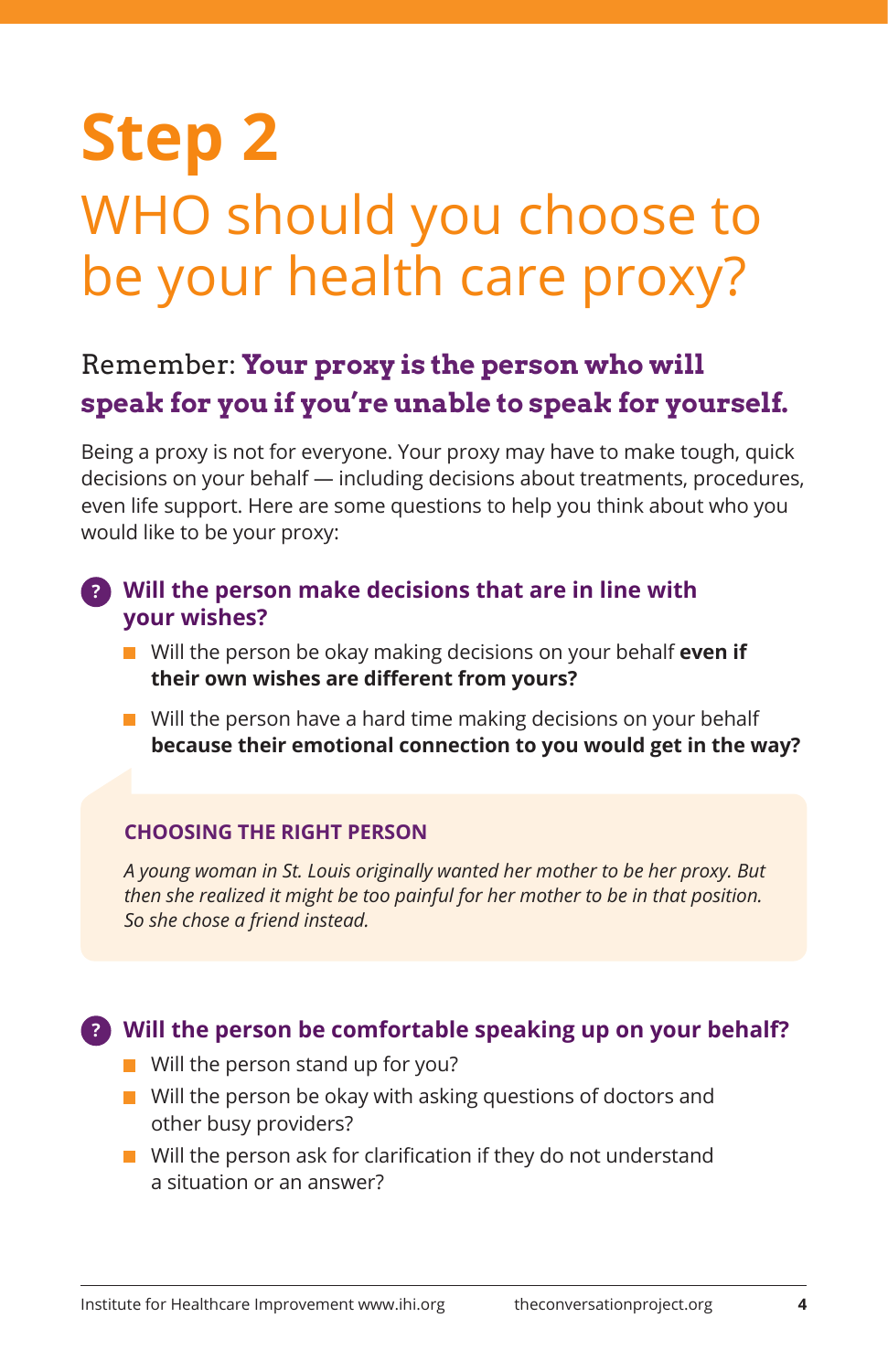# Step 2

## WHO should you choose to be your health care proxy?

### Remember: **Your proxy is the person who will speak for you if you're unable to speak for yourself.**

Being a proxy is not for everyone. Your proxy may have to make tough, quick decisions on your behalf — including decisions about treatments, procedures, even life support. Here are some questions to help you think about who you would like to be your proxy:

### Will the person make decisions that are in line with your wishes?

- Will the person be okay making decisions on your behalf **even if their own wishes are different from yours?**
- Will the person have a hard time making decisions on your behalf **because their emotional connection to you would get in the way?**

**CHOOSING THE RIGHT PERSON**

*A young woman in St. Louis originally wanted her mother to be her proxy. But then she realized it might be too painful for her mother to be in that position. So she chose a friend instead.*

### Will the person be comfortable speaking up on your behalf?

- Will the person stand up for you?
- Will the person be okay with asking questions of doctors and other busy providers?
- Will the person ask for clarification if they do not understand a situation or an answer?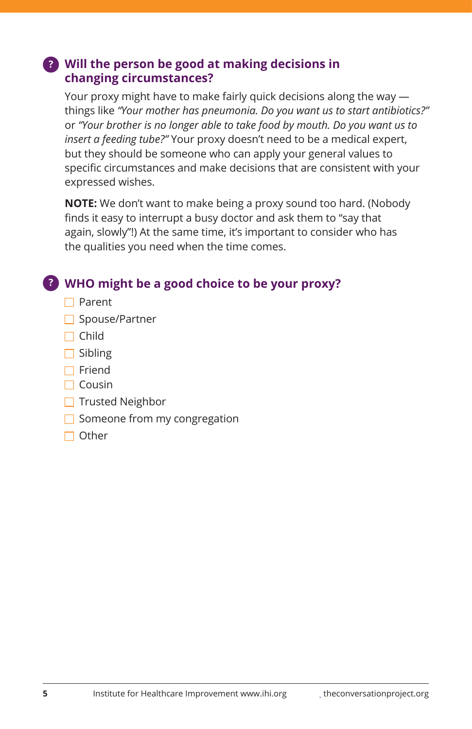### Will the person be good at making decisions in changing circumstances?

Your proxy might have to make fairly quick decisions along the way — things like *"Your mother has pneumonia. Do you want us to start antibiotics?"* or *"Your brother is no longer able to take food by mouth. Do you want us to insert a feeding tube?"* Your proxy doesn't need to be a medical expert, but they should be someone who can apply your general values to specific circumstances and make decisions that are consistent with your expressed wishes.

**NOTE:** We don't want to make being a proxy sound too hard. (Nobody finds it easy to interrupt a busy doctor and ask them to "say that again, slowly"!) At the same time, it's important to consider who has the qualities you need when the time comes.

### WHO might be a good choice to be your proxy?

- [ ] Parent
- [ ] Spouse/Partner
- [ ] Child
- [ ] Sibling
- [ ] Friend
- [ ] Cousin
- [ ] Trusted Neighbor
- [ ] Someone from my congregation
- [ ] Other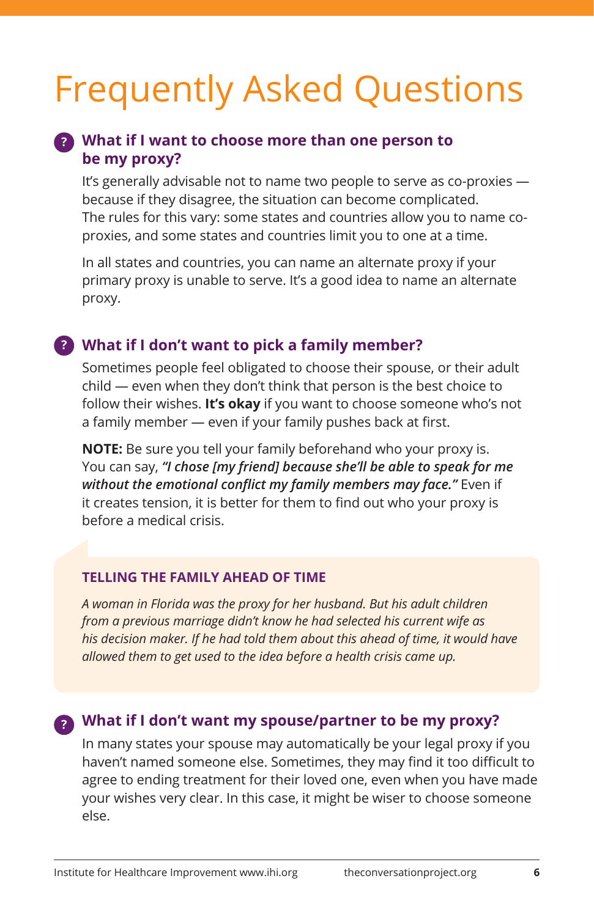# Frequently Asked Questions

### What if I want to choose more than one person to be my proxy?

It's generally advisable not to name two people to serve as co-proxies — because if they disagree, the situation can become complicated. The rules for this vary: some states and countries allow you to name co-proxies, and some states and countries limit you to one at a time.

In all states and countries, you can name an alternate proxy if your primary proxy is unable to serve. It's a good idea to name an alternate proxy.

### What if I don't want to pick a family member?

Sometimes people feel obligated to choose their spouse, or their adult child — even when they don't think that person is the best choice to follow their wishes. **It's okay** if you want to choose someone who's not a family member — even if your family pushes back at first.

**NOTE:** Be sure you tell your family beforehand who your proxy is. You can say, ***"I chose [my friend] because she'll be able to speak for me without the emotional conflict my family members may face."*** Even if it creates tension, it is better for them to find out who your proxy is before a medical crisis.

**TELLING THE FAMILY AHEAD OF TIME**

*A woman in Florida was the proxy for her husband. But his adult children from a previous marriage didn't know he had selected his current wife as his decision maker. If he had told them about this ahead of time, it would have allowed them to get used to the idea before a health crisis came up.*

### What if I don't want my spouse/partner to be my proxy?

In many states your spouse may automatically be your legal proxy if you haven't named someone else. Sometimes, they may find it too difficult to agree to ending treatment for their loved one, even when you have made your wishes very clear. In this case, it might be wiser to choose someone else.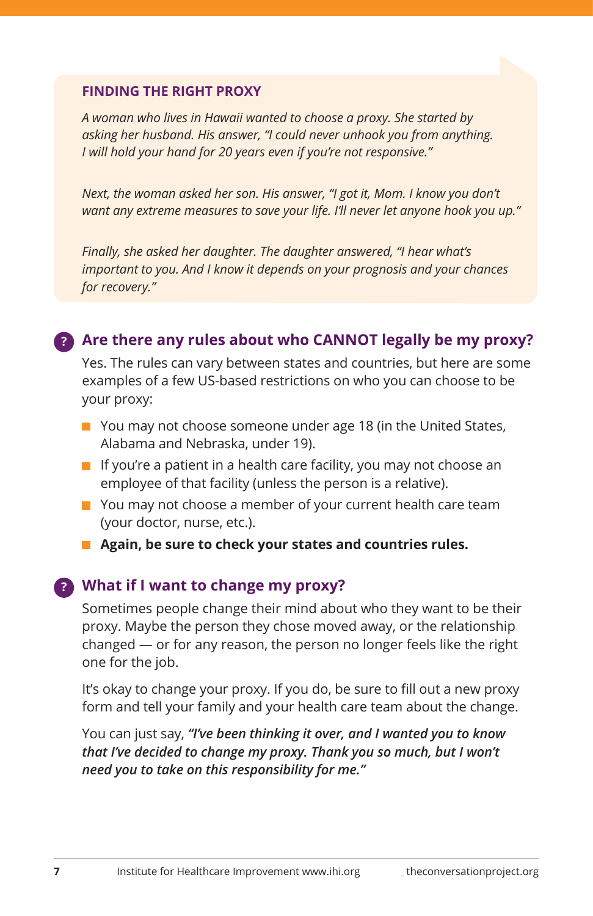### FINDING THE RIGHT PROXY

*A woman who lives in Hawaii wanted to choose a proxy. She started by asking her husband. His answer, "I could never unhook you from anything. I will hold your hand for 20 years even if you're not responsive."*

*Next, the woman asked her son. His answer, "I got it, Mom. I know you don't want any extreme measures to save your life. I'll never let anyone hook you up."*

*Finally, she asked her daughter. The daughter answered, "I hear what's important to you. And I know it depends on your prognosis and your chances for recovery."*

## Are there any rules about who CANNOT legally be my proxy?

Yes. The rules can vary between states and countries, but here are some examples of a few US-based restrictions on who you can choose to be your proxy:

- You may not choose someone under age 18 (in the United States, Alabama and Nebraska, under 19).
- If you're a patient in a health care facility, you may not choose an employee of that facility (unless the person is a relative).
- You may not choose a member of your current health care team (your doctor, nurse, etc.).
- **Again, be sure to check your states and countries rules.**

## What if I want to change my proxy?

Sometimes people change their mind about who they want to be their proxy. Maybe the person they chose moved away, or the relationship changed — or for any reason, the person no longer feels like the right one for the job.

It's okay to change your proxy. If you do, be sure to fill out a new proxy form and tell your family and your health care team about the change.

You can just say, ***"I've been thinking it over, and I wanted you to know that I've decided to change my proxy. Thank you so much, but I won't need you to take on this responsibility for me."***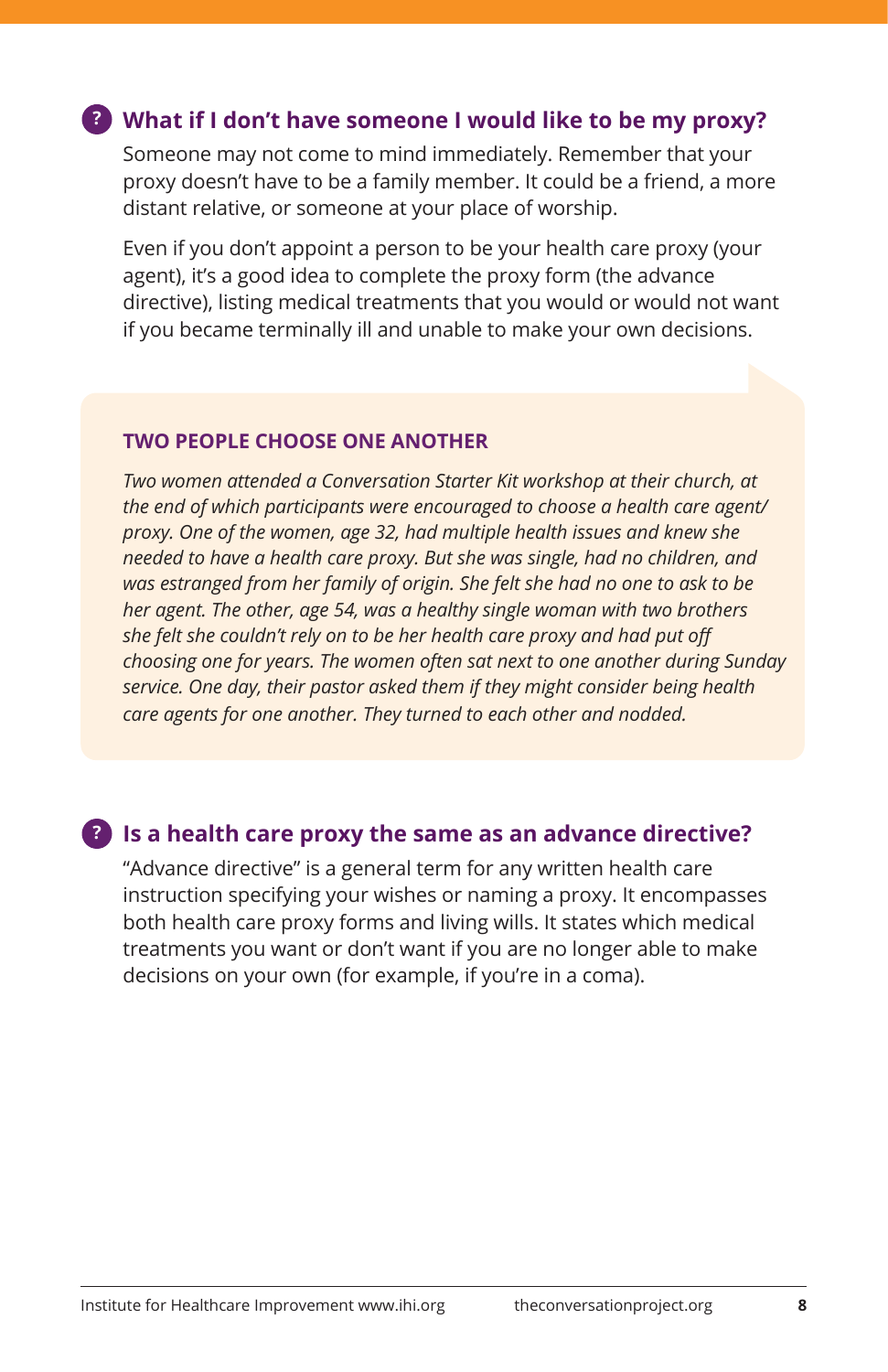## What if I don't have someone I would like to be my proxy?

Someone may not come to mind immediately. Remember that your proxy doesn't have to be a family member. It could be a friend, a more distant relative, or someone at your place of worship.

Even if you don't appoint a person to be your health care proxy (your agent), it's a good idea to complete the proxy form (the advance directive), listing medical treatments that you would or would not want if you became terminally ill and unable to make your own decisions.

### TWO PEOPLE CHOOSE ONE ANOTHER

*Two women attended a Conversation Starter Kit workshop at their church, at the end of which participants were encouraged to choose a health care agent/proxy. One of the women, age 32, had multiple health issues and knew she needed to have a health care proxy. But she was single, had no children, and was estranged from her family of origin. She felt she had no one to ask to be her agent. The other, age 54, was a healthy single woman with two brothers she felt she couldn't rely on to be her health care proxy and had put off choosing one for years. The women often sat next to one another during Sunday service. One day, their pastor asked them if they might consider being health care agents for one another. They turned to each other and nodded.*

## Is a health care proxy the same as an advance directive?

"Advance directive" is a general term for any written health care instruction specifying your wishes or naming a proxy. It encompasses both health care proxy forms and living wills. It states which medical treatments you want or don't want if you are no longer able to make decisions on your own (for example, if you're in a coma).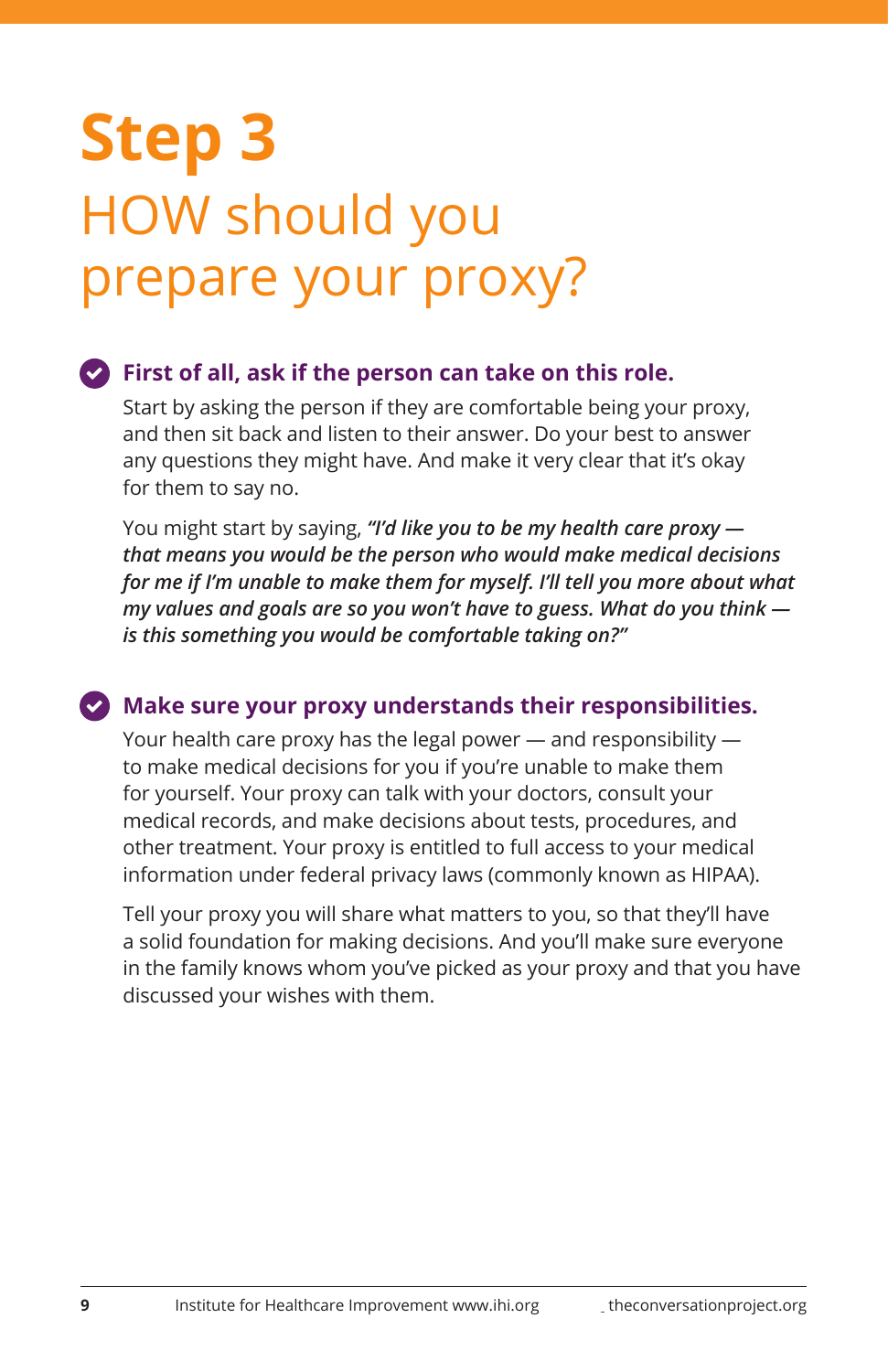# Step 3

## HOW should you prepare your proxy?

**First of all, ask if the person can take on this role.**

Start by asking the person if they are comfortable being your proxy, and then sit back and listen to their answer. Do your best to answer any questions they might have. And make it very clear that it's okay for them to say no.

You might start by saying, ***"I'd like you to be my health care proxy — that means you would be the person who would make medical decisions for me if I'm unable to make them for myself. I'll tell you more about what my values and goals are so you won't have to guess. What do you think — is this something you would be comfortable taking on?"***

**Make sure your proxy understands their responsibilities.**

Your health care proxy has the legal power — and responsibility — to make medical decisions for you if you're unable to make them for yourself. Your proxy can talk with your doctors, consult your medical records, and make decisions about tests, procedures, and other treatment. Your proxy is entitled to full access to your medical information under federal privacy laws (commonly known as HIPAA).

Tell your proxy you will share what matters to you, so that they'll have a solid foundation for making decisions. And you'll make sure everyone in the family knows whom you've picked as your proxy and that you have discussed your wishes with them.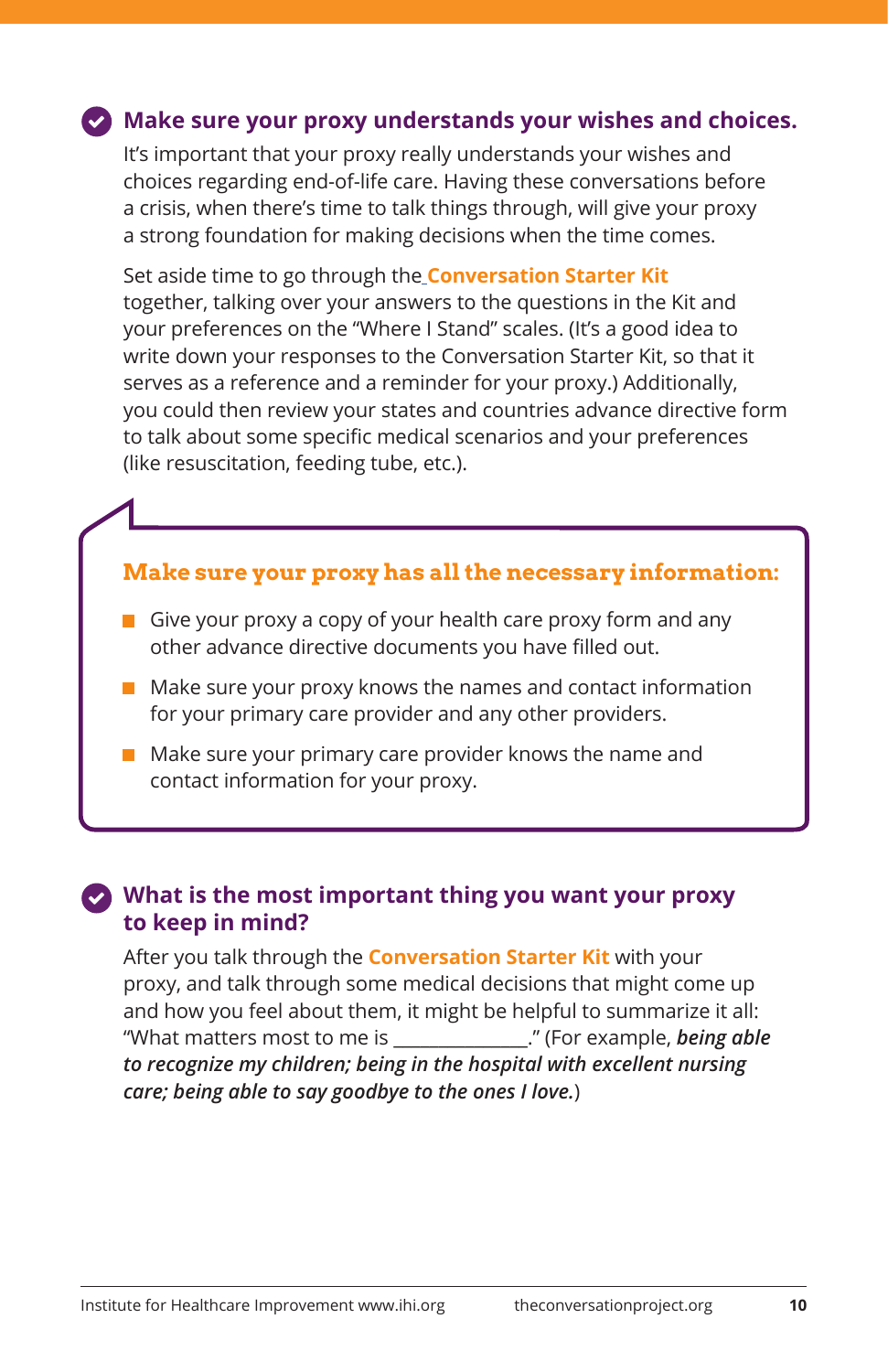## Make sure your proxy understands your wishes and choices.

It's important that your proxy really understands your wishes and choices regarding end-of-life care. Having these conversations before a crisis, when there's time to talk things through, will give your proxy a strong foundation for making decisions when the time comes.

Set aside time to go through the **Conversation Starter Kit** together, talking over your answers to the questions in the Kit and your preferences on the "Where I Stand" scales. (It's a good idea to write down your responses to the Conversation Starter Kit, so that it serves as a reference and a reminder for your proxy.) Additionally, you could then review your states and countries advance directive form to talk about some specific medical scenarios and your preferences (like resuscitation, feeding tube, etc.).

### Make sure your proxy has all the necessary information:

- Give your proxy a copy of your health care proxy form and any other advance directive documents you have filled out.
- Make sure your proxy knows the names and contact information for your primary care provider and any other providers.
- Make sure your primary care provider knows the name and contact information for your proxy.

## What is the most important thing you want your proxy to keep in mind?

After you talk through the **Conversation Starter Kit** with your proxy, and talk through some medical decisions that might come up and how you feel about them, it might be helpful to summarize it all: "What matters most to me is _____________." (For example, ***being able to recognize my children; being in the hospital with excellent nursing care; being able to say goodbye to the ones I love.***)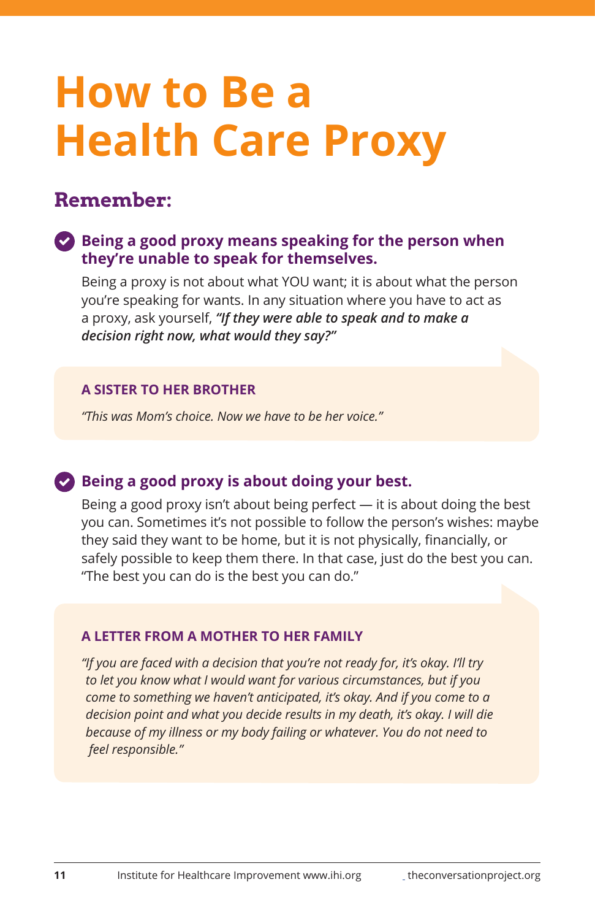# How to Be a Health Care Proxy

## Remember:

### Being a good proxy means speaking for the person when they're unable to speak for themselves.

Being a proxy is not about what YOU want; it is about what the person you're speaking for wants. In any situation where you have to act as a proxy, ask yourself, ***"If they were able to speak and to make a decision right now, what would they say?"***

**A SISTER TO HER BROTHER**

*"This was Mom's choice. Now we have to be her voice."*

### Being a good proxy is about doing your best.

Being a good proxy isn't about being perfect — it is about doing the best you can. Sometimes it's not possible to follow the person's wishes: maybe they said they want to be home, but it is not physically, financially, or safely possible to keep them there. In that case, just do the best you can. "The best you can do is the best you can do."

**A LETTER FROM A MOTHER TO HER FAMILY**

*"If you are faced with a decision that you're not ready for, it's okay. I'll try to let you know what I would want for various circumstances, but if you come to something we haven't anticipated, it's okay. And if you come to a decision point and what you decide results in my death, it's okay. I will die because of my illness or my body failing or whatever. You do not need to feel responsible."*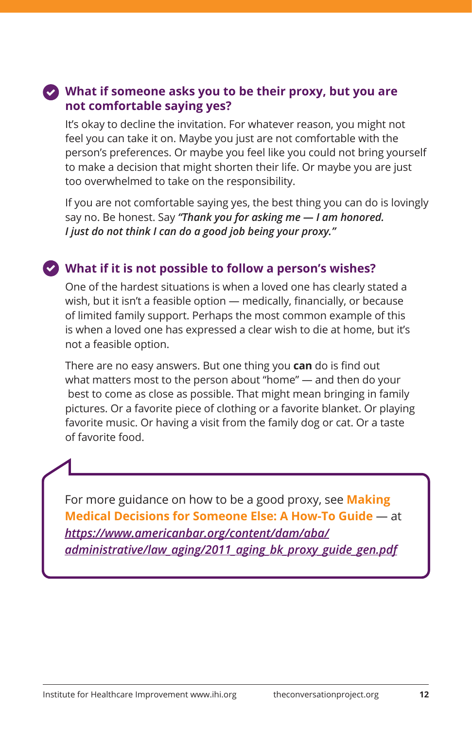### What if someone asks you to be their proxy, but you are not comfortable saying yes?

It's okay to decline the invitation. For whatever reason, you might not feel you can take it on. Maybe you just are not comfortable with the person's preferences. Or maybe you feel like you could not bring yourself to make a decision that might shorten their life. Or maybe you are just too overwhelmed to take on the responsibility.

If you are not comfortable saying yes, the best thing you can do is lovingly say no. Be honest. Say ***"Thank you for asking me — I am honored. I just do not think I can do a good job being your proxy."***

### What if it is not possible to follow a person's wishes?

One of the hardest situations is when a loved one has clearly stated a wish, but it isn't a feasible option — medically, financially, or because of limited family support. Perhaps the most common example of this is when a loved one has expressed a clear wish to die at home, but it's not a feasible option.

There are no easy answers. But one thing you **can** do is find out what matters most to the person about "home" — and then do your best to come as close as possible. That might mean bringing in family pictures. Or a favorite piece of clothing or a favorite blanket. Or playing favorite music. Or having a visit from the family dog or cat. Or a taste of favorite food.

For more guidance on how to be a good proxy, see **Making Medical Decisions for Someone Else: A How-To Guide** — at *https://www.americanbar.org/content/dam/aba/administrative/law_aging/2011_aging_bk_proxy_guide_gen.pdf*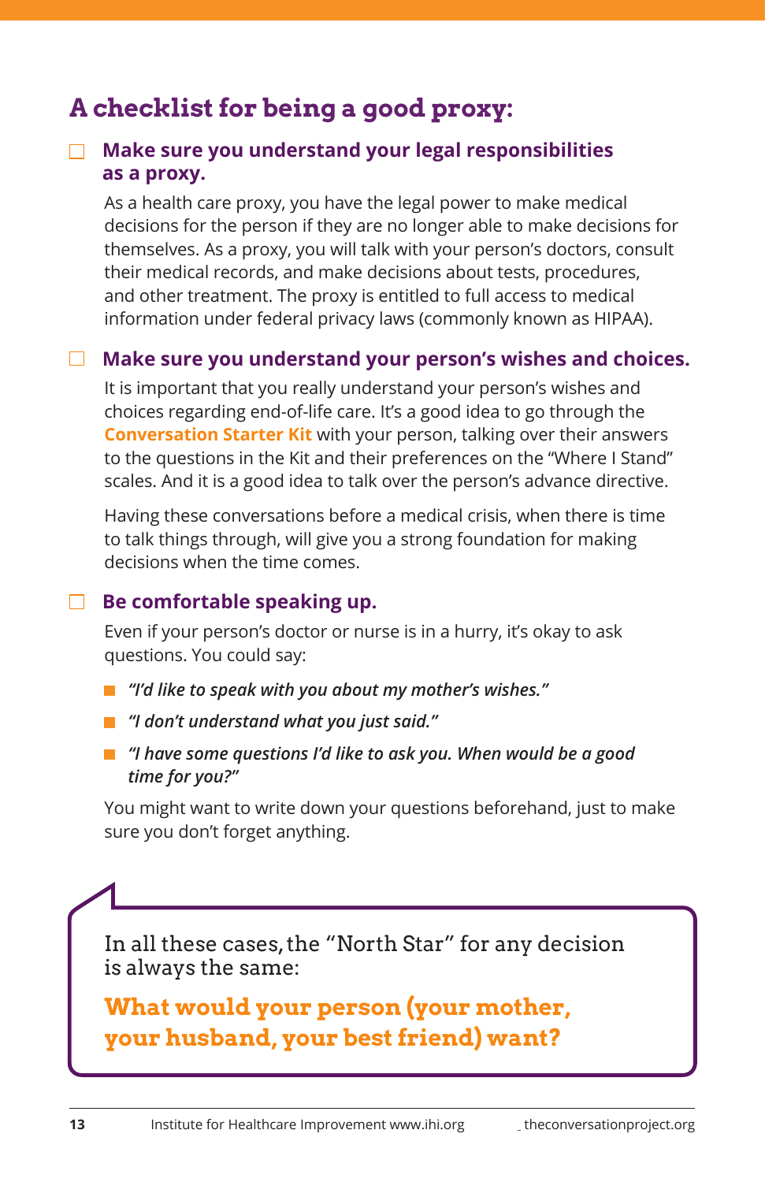## A checklist for being a good proxy:

- [ ] **Make sure you understand your legal responsibilities as a proxy.**

As a health care proxy, you have the legal power to make medical decisions for the person if they are no longer able to make decisions for themselves. As a proxy, you will talk with your person's doctors, consult their medical records, and make decisions about tests, procedures, and other treatment. The proxy is entitled to full access to medical information under federal privacy laws (commonly known as HIPAA).

- [ ] **Make sure you understand your person's wishes and choices.**

It is important that you really understand your person's wishes and choices regarding end-of-life care. It's a good idea to go through the **Conversation Starter Kit** with your person, talking over their answers to the questions in the Kit and their preferences on the "Where I Stand" scales. And it is a good idea to talk over the person's advance directive.

Having these conversations before a medical crisis, when there is time to talk things through, will give you a strong foundation for making decisions when the time comes.

- [ ] **Be comfortable speaking up.**

Even if your person's doctor or nurse is in a hurry, it's okay to ask questions. You could say:

- ***"I'd like to speak with you about my mother's wishes."***
- ***"I don't understand what you just said."***
- ***"I have some questions I'd like to ask you. When would be a good time for you?"***

You might want to write down your questions beforehand, just to make sure you don't forget anything.

In all these cases, the "North Star" for any decision is always the same:

**What would your person (your mother, your husband, your best friend) want?**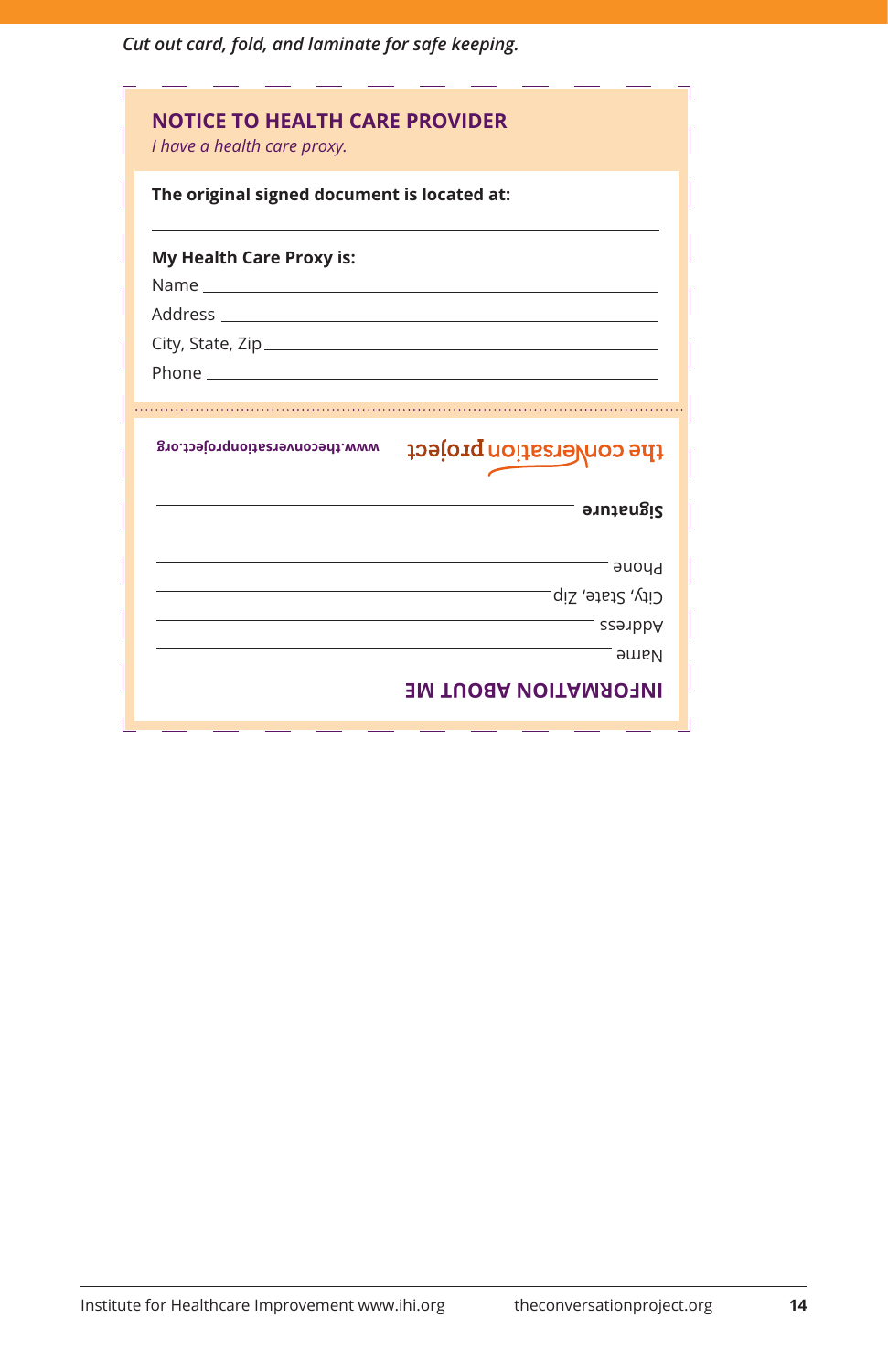*Cut out card, fold, and laminate for safe keeping.*

## NOTICE TO HEALTH CARE PROVIDER

*I have a health care proxy.*

**The original signed document is located at:**

\_\_\_\_\_\_\_\_\_\_\_\_\_\_\_\_\_\_\_\_\_\_\_\_\_\_\_\_\_\_\_\_\_\_\_\_\_\_\_\_

**My Health Care Proxy is:**

Name \_\_\_\_\_\_\_\_\_\_\_\_\_\_\_\_\_\_\_\_\_\_\_\_\_\_\_\_\_\_\_\_\_\_\_\_

Address \_\_\_\_\_\_\_\_\_\_\_\_\_\_\_\_\_\_\_\_\_\_\_\_\_\_\_\_\_\_\_\_\_\_

City, State, Zip \_\_\_\_\_\_\_\_\_\_\_\_\_\_\_\_\_\_\_\_\_\_\_\_\_\_\_\_

Phone \_\_\_\_\_\_\_\_\_\_\_\_\_\_\_\_\_\_\_\_\_\_\_\_\_\_\_\_\_\_\_\_\_\_\_\_

---

## INFORMATION ABOUT ME

Name \_\_\_\_\_\_\_\_\_\_\_\_\_\_\_\_\_\_\_\_\_\_\_\_\_\_\_\_\_\_\_\_\_\_\_\_

Address \_\_\_\_\_\_\_\_\_\_\_\_\_\_\_\_\_\_\_\_\_\_\_\_\_\_\_\_\_\_\_\_\_\_

City, State, Zip \_\_\_\_\_\_\_\_\_\_\_\_\_\_\_\_\_\_\_\_\_\_\_\_\_\_\_\_

Phone \_\_\_\_\_\_\_\_\_\_\_\_\_\_\_\_\_\_\_\_\_\_\_\_\_\_\_\_\_\_\_\_\_\_\_\_

**Signature** \_\_\_\_\_\_\_\_\_\_\_\_\_\_\_\_\_\_\_\_\_\_\_\_\_\_\_\_\_\_\_\_

the conversation project

www.theconversationproject.org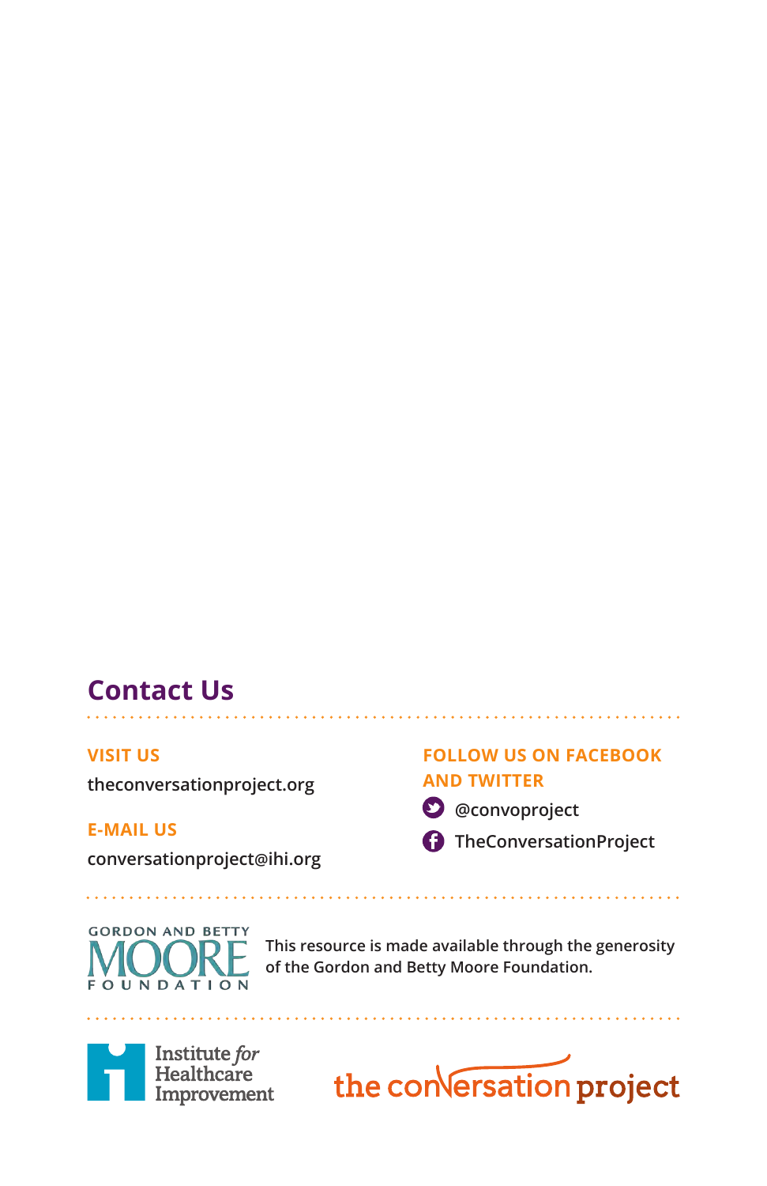## Contact Us

**VISIT US**

theconversationproject.org

**E-MAIL US**

conversationproject@ihi.org

**FOLLOW US ON FACEBOOK AND TWITTER**

@convoproject

TheConversationProject

GORDON AND BETTY MOORE FOUNDATION

This resource is made available through the generosity of the Gordon and Betty Moore Foundation.

Institute for Healthcare Improvement

the conversation project